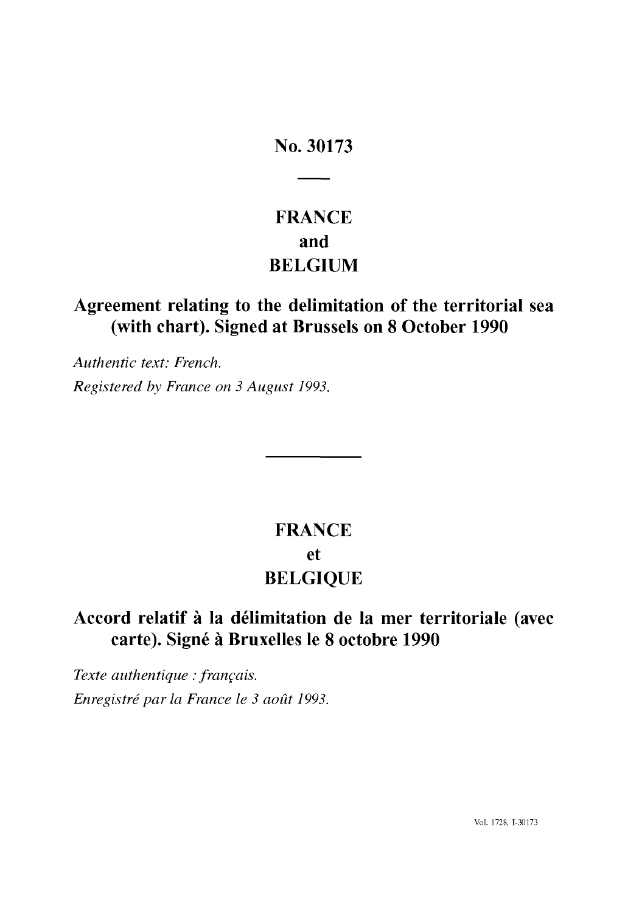# No. 30173

## FRANCE
## and
## BELGIUM

**Agreement relating to the delimitation of the territorial sea (with chart). Signed at Brussels on 8 October 1990**

*Authentic text: French.*

*Registered by France on 3 August 1993.*

## FRANCE
## et
## BELGIQUE

**Accord relatif à la délimitation de la mer territoriale (avec carte). Signé à Bruxelles le 8 octobre 1990**

*Texte authentique : français.*

*Enregistré par la France le 3 août 1993.*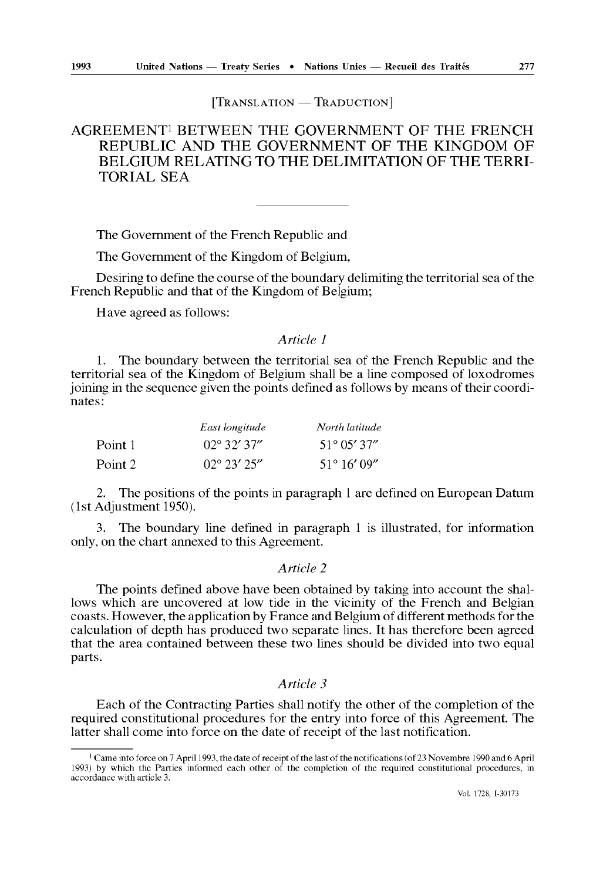[TRANSLATION — TRADUCTION]

# AGREEMENT[1] BETWEEN THE GOVERNMENT OF THE FRENCH REPUBLIC AND THE GOVERNMENT OF THE KINGDOM OF BELGIUM RELATING TO THE DELIMITATION OF THE TERRITORIAL SEA

The Government of the French Republic and

The Government of the Kingdom of Belgium,

Desiring to define the course of the boundary delimiting the territorial sea of the French Republic and that of the Kingdom of Belgium;

Have agreed as follows:

*Article 1*

1. The boundary between the territorial sea of the French Republic and the territorial sea of the Kingdom of Belgium shall be a line composed of loxodromes joining in the sequence given the points defined as follows by means of their coordinates:

| | *East longitude* | *North latitude* |
|---|---|---|
| Point 1 | 02° 32′ 37″ | 51° 05′ 37″ |
| Point 2 | 02° 23′ 25″ | 51° 16′ 09″ |

2. The positions of the points in paragraph 1 are defined on European Datum (1st Adjustment 1950).

3. The boundary line defined in paragraph 1 is illustrated, for information only, on the chart annexed to this Agreement.

*Article 2*

The points defined above have been obtained by taking into account the shallows which are uncovered at low tide in the vicinity of the French and Belgian coasts. However, the application by France and Belgium of different methods for the calculation of depth has produced two separate lines. It has therefore been agreed that the area contained between these two lines should be divided into two equal parts.

*Article 3*

Each of the Contracting Parties shall notify the other of the completion of the required constitutional procedures for the entry into force of this Agreement. The latter shall come into force on the date of receipt of the last notification.

---

[1] Came into force on 7 April 1993, the date of receipt of the last of the notifications (of 23 Novembre 1990 and 6 April 1993) by which the Parties informed each other of the completion of the required constitutional procedures, in accordance with article 3.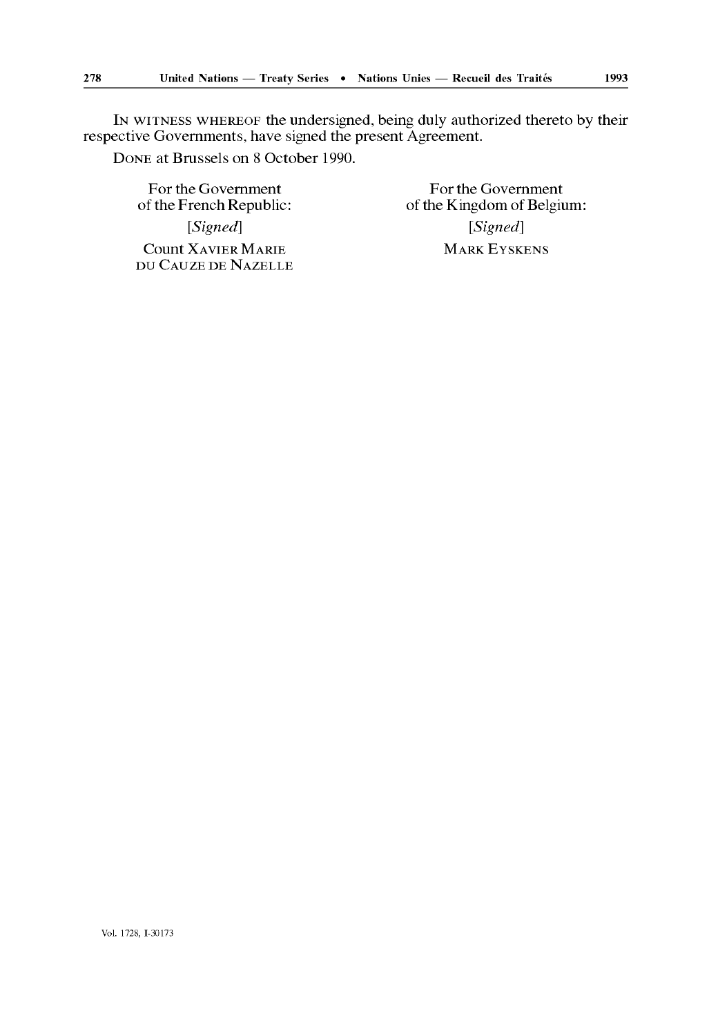IN WITNESS WHEREOF the undersigned, being duly authorized thereto by their respective Governments, have signed the present Agreement.

DONE at Brussels on 8 October 1990.

For the Government of the French Republic:

*[Signed]*

Count XAVIER MARIE DU CAUZE DE NAZELLE

For the Government of the Kingdom of Belgium:

*[Signed]*

MARK EYSKENS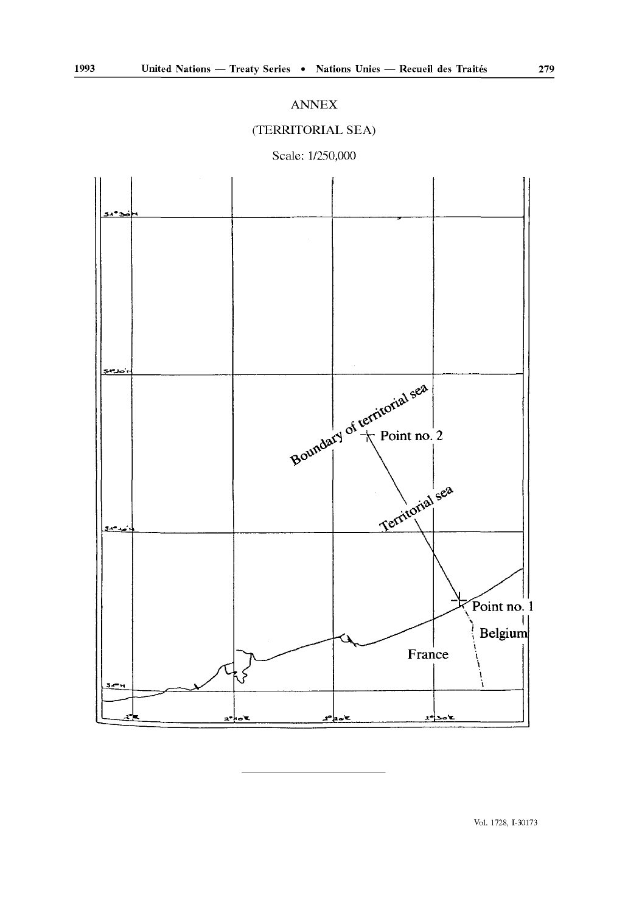ANNEX

(TERRITORIAL SEA)

Scale: 1/250,000

51°30'N

51°20'N

51°10'N

51°N

2°E

2°10'E

2°20'E

2°30'E

Boundary of territorial sea

Point no. 2

Territorial sea

Point no. 1

Belgium

France